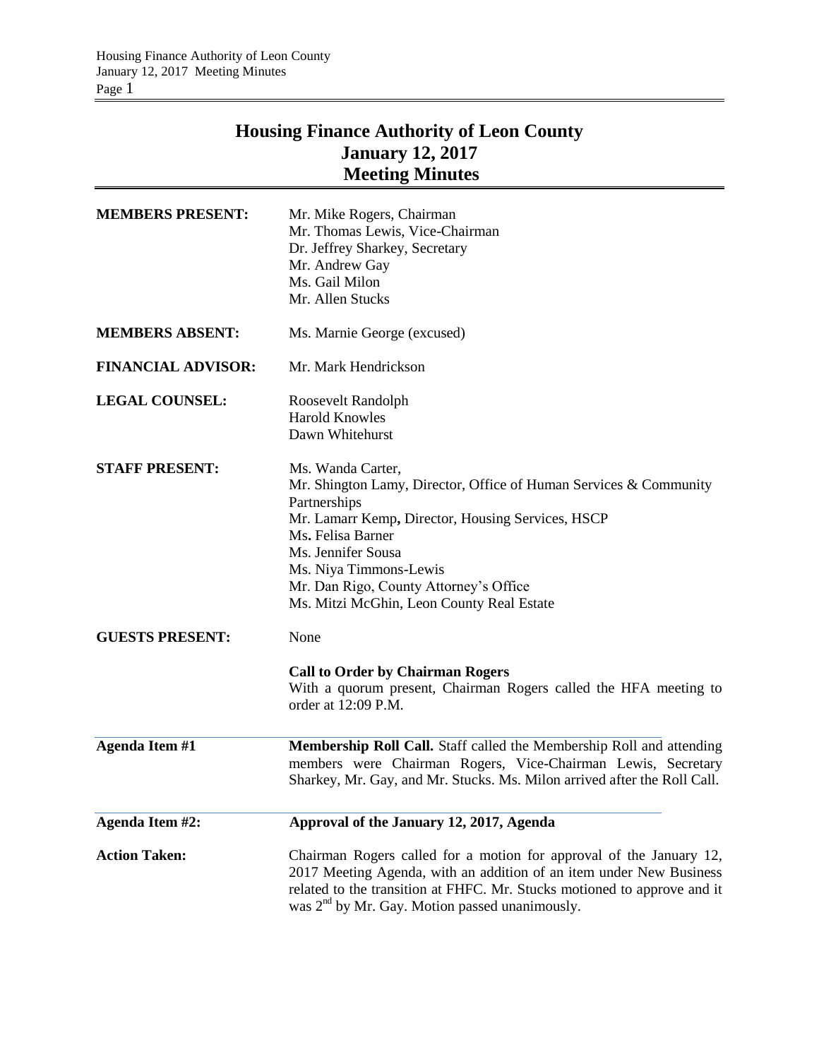# Housing Finance Authority of Leon County
## January 12, 2017
## Meeting Minutes

**MEMBERS PRESENT:** Mr. Mike Rogers, Chairman
Mr. Thomas Lewis, Vice-Chairman
Dr. Jeffrey Sharkey, Secretary
Mr. Andrew Gay
Ms. Gail Milon
Mr. Allen Stucks

**MEMBERS ABSENT:** Ms. Marnie George (excused)

**FINANCIAL ADVISOR:** Mr. Mark Hendrickson

**LEGAL COUNSEL:** Roosevelt Randolph
Harold Knowles
Dawn Whitehurst

**STAFF PRESENT:** Ms. Wanda Carter,
Mr. Shington Lamy, Director, Office of Human Services & Community Partnerships
Mr. Lamarr Kemp**,** Director, Housing Services, HSCP
Ms**.** Felisa Barner
Ms. Jennifer Sousa
Ms. Niya Timmons-Lewis
Mr. Dan Rigo, County Attorney's Office
Ms. Mitzi McGhin, Leon County Real Estate

**GUESTS PRESENT:** None

**Call to Order by Chairman Rogers**
With a quorum present, Chairman Rogers called the HFA meeting to order at 12:09 P.M.

**Agenda Item #1** **Membership Roll Call.** Staff called the Membership Roll and attending members were Chairman Rogers, Vice-Chairman Lewis, Secretary Sharkey, Mr. Gay, and Mr. Stucks. Ms. Milon arrived after the Roll Call.

**Agenda Item #2:** **Approval of the January 12, 2017, Agenda**

**Action Taken:** Chairman Rogers called for a motion for approval of the January 12, 2017 Meeting Agenda, with an addition of an item under New Business related to the transition at FHFC. Mr. Stucks motioned to approve and it was 2nd by Mr. Gay. Motion passed unanimously.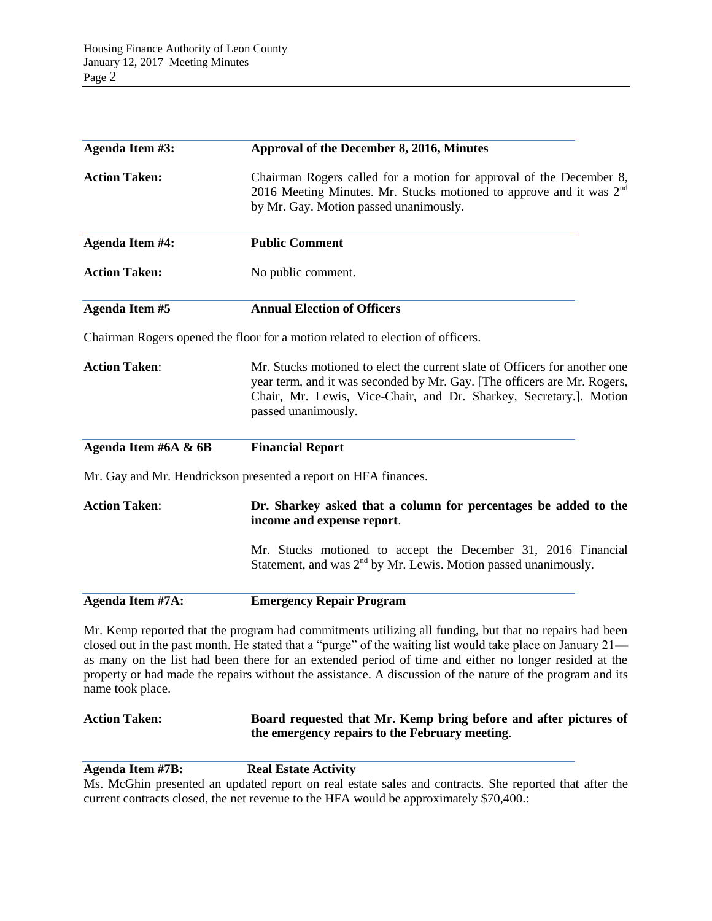**Agenda Item #3:** **Approval of the December 8, 2016, Minutes**

**Action Taken:** Chairman Rogers called for a motion for approval of the December 8, 2016 Meeting Minutes. Mr. Stucks motioned to approve and it was 2nd by Mr. Gay. Motion passed unanimously.

**Agenda Item #4:** **Public Comment**

**Action Taken:** No public comment.

**Agenda Item #5** **Annual Election of Officers**

Chairman Rogers opened the floor for a motion related to election of officers.

**Action Taken**: Mr. Stucks motioned to elect the current slate of Officers for another one year term, and it was seconded by Mr. Gay. [The officers are Mr. Rogers, Chair, Mr. Lewis, Vice-Chair, and Dr. Sharkey, Secretary.]. Motion passed unanimously.

**Agenda Item #6A & 6B** **Financial Report**

Mr. Gay and Mr. Hendrickson presented a report on HFA finances.

**Action Taken**: **Dr. Sharkey asked that a column for percentages be added to the income and expense report**.

Mr. Stucks motioned to accept the December 31, 2016 Financial Statement, and was 2nd by Mr. Lewis. Motion passed unanimously.

**Agenda Item #7A:** **Emergency Repair Program**

Mr. Kemp reported that the program had commitments utilizing all funding, but that no repairs had been closed out in the past month. He stated that a "purge" of the waiting list would take place on January 21—as many on the list had been there for an extended period of time and either no longer resided at the property or had made the repairs without the assistance. A discussion of the nature of the program and its name took place.

**Action Taken:** **Board requested that Mr. Kemp bring before and after pictures of the emergency repairs to the February meeting**.

**Agenda Item #7B:** **Real Estate Activity**

Ms. McGhin presented an updated report on real estate sales and contracts. She reported that after the current contracts closed, the net revenue to the HFA would be approximately $70,400.: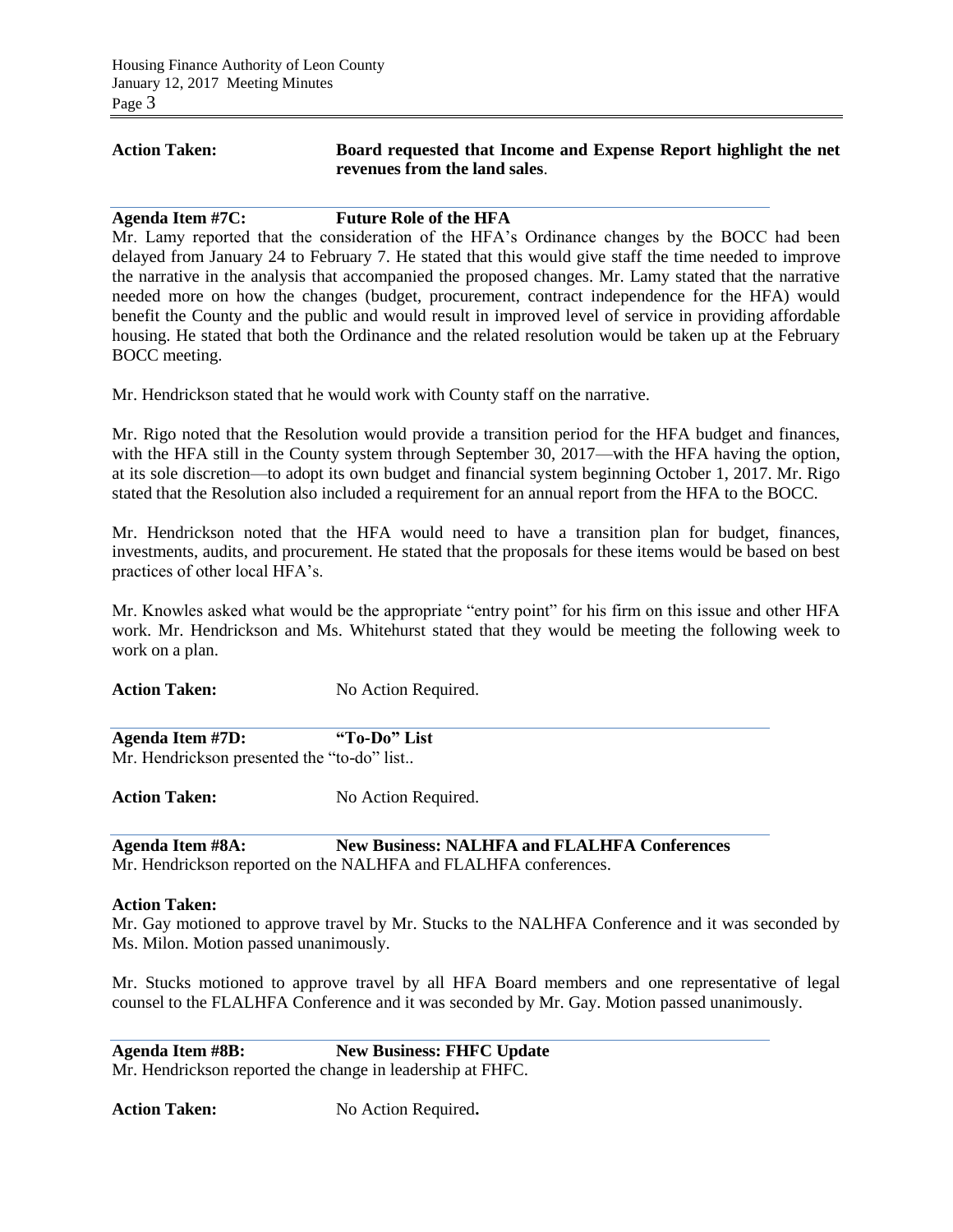**Action Taken:** **Board requested that Income and Expense Report highlight the net revenues from the land sales**.

**Agenda Item #7C: Future Role of the HFA**

Mr. Lamy reported that the consideration of the HFA's Ordinance changes by the BOCC had been delayed from January 24 to February 7. He stated that this would give staff the time needed to improve the narrative in the analysis that accompanied the proposed changes. Mr. Lamy stated that the narrative needed more on how the changes (budget, procurement, contract independence for the HFA) would benefit the County and the public and would result in improved level of service in providing affordable housing. He stated that both the Ordinance and the related resolution would be taken up at the February BOCC meeting.

Mr. Hendrickson stated that he would work with County staff on the narrative.

Mr. Rigo noted that the Resolution would provide a transition period for the HFA budget and finances, with the HFA still in the County system through September 30, 2017—with the HFA having the option, at its sole discretion—to adopt its own budget and financial system beginning October 1, 2017. Mr. Rigo stated that the Resolution also included a requirement for an annual report from the HFA to the BOCC.

Mr. Hendrickson noted that the HFA would need to have a transition plan for budget, finances, investments, audits, and procurement. He stated that the proposals for these items would be based on best practices of other local HFA's.

Mr. Knowles asked what would be the appropriate "entry point" for his firm on this issue and other HFA work. Mr. Hendrickson and Ms. Whitehurst stated that they would be meeting the following week to work on a plan.

**Action Taken:** No Action Required.

**Agenda Item #7D: "To-Do" List**

Mr. Hendrickson presented the "to-do" list..

**Action Taken:** No Action Required.

**Agenda Item #8A: New Business: NALHFA and FLALHFA Conferences**

Mr. Hendrickson reported on the NALHFA and FLALHFA conferences.

**Action Taken:**

Mr. Gay motioned to approve travel by Mr. Stucks to the NALHFA Conference and it was seconded by Ms. Milon. Motion passed unanimously.

Mr. Stucks motioned to approve travel by all HFA Board members and one representative of legal counsel to the FLALHFA Conference and it was seconded by Mr. Gay. Motion passed unanimously.

**Agenda Item #8B: New Business: FHFC Update**

Mr. Hendrickson reported the change in leadership at FHFC.

**Action Taken:** No Action Required**.**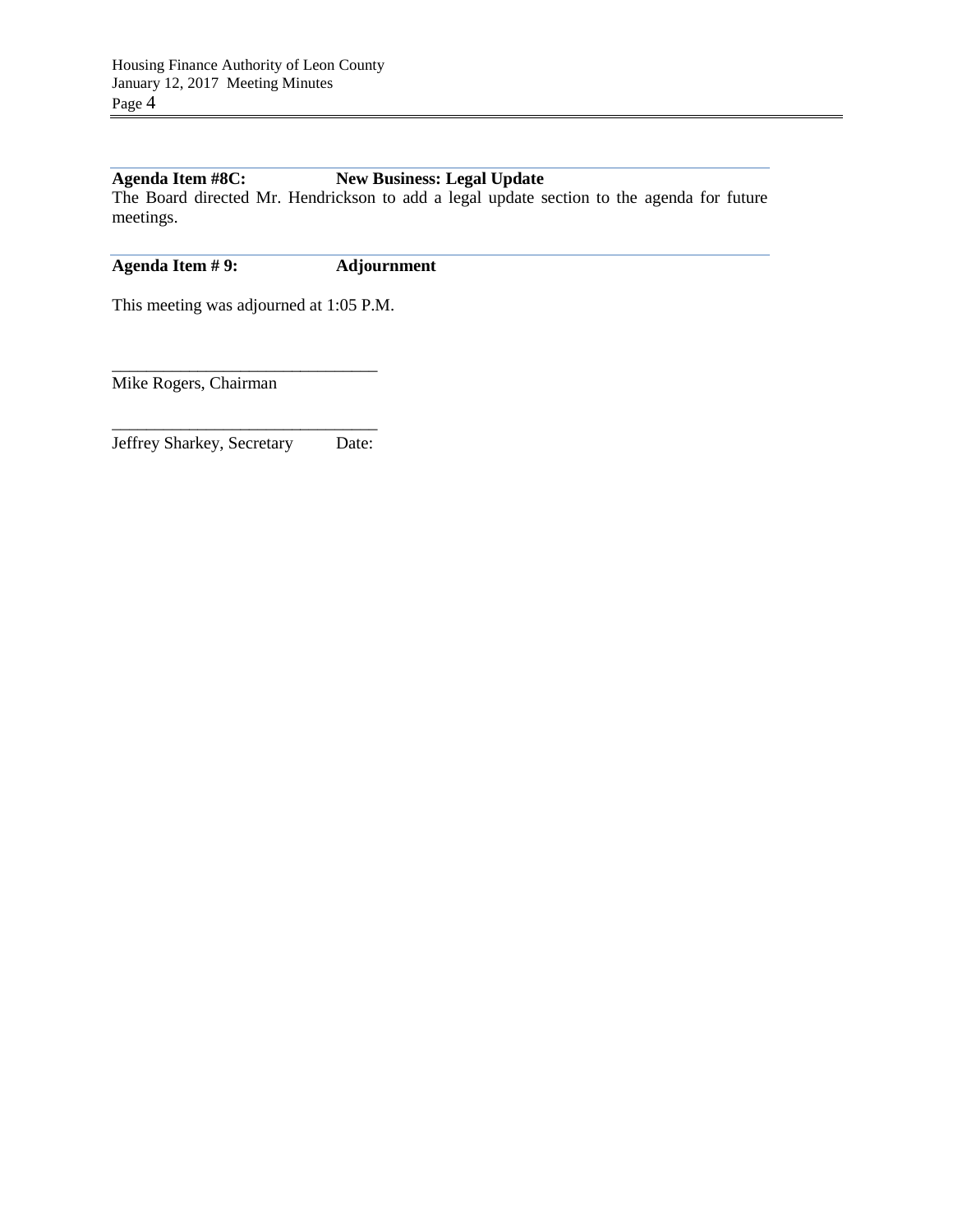**Agenda Item #8C: New Business: Legal Update**

The Board directed Mr. Hendrickson to add a legal update section to the agenda for future meetings.

**Agenda Item # 9: Adjournment**

This meeting was adjourned at 1:05 P.M.

_______________________________
Mike Rogers, Chairman

_______________________________
Jeffrey Sharkey, Secretary Date: